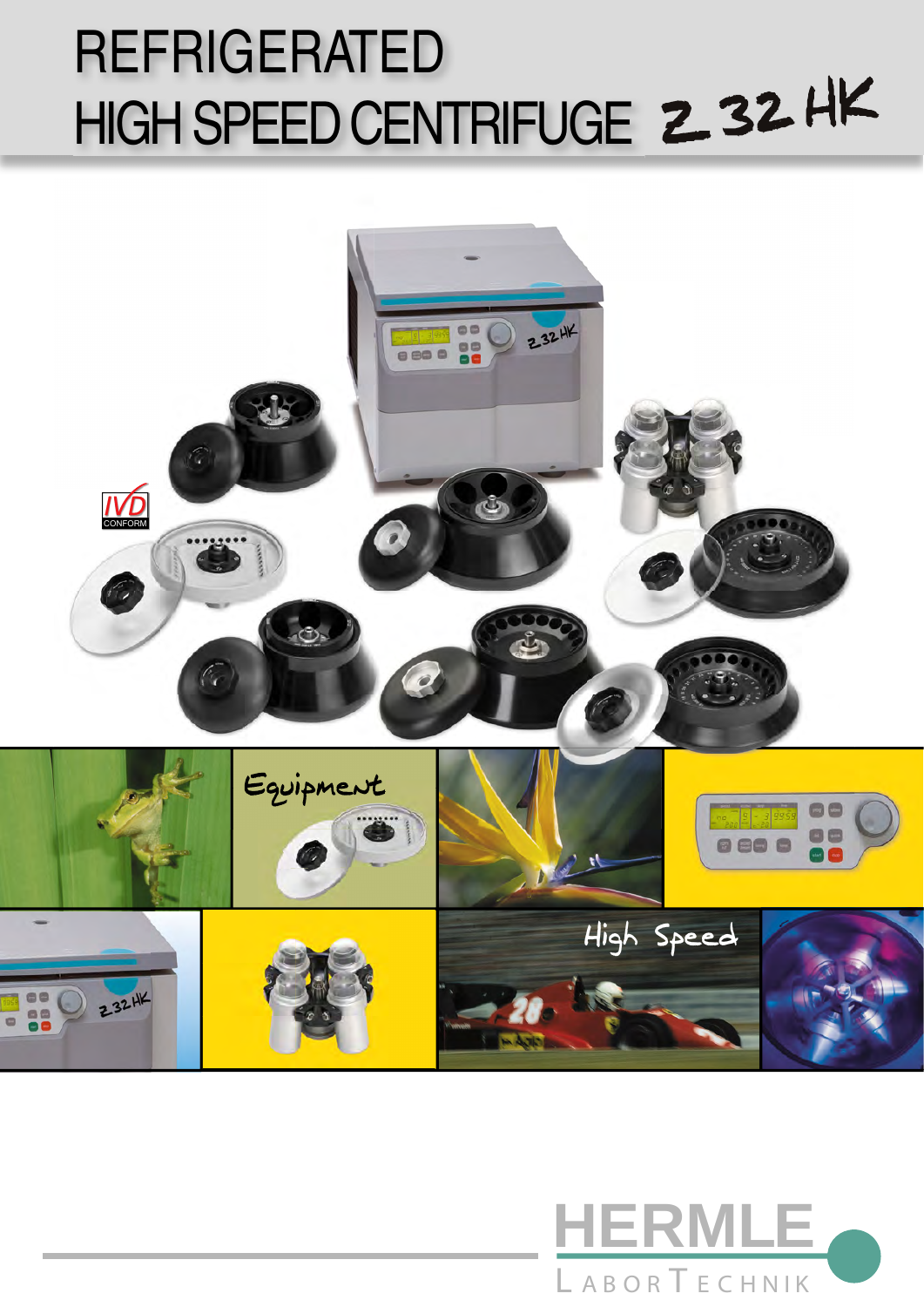# REFRIGERATED HIGH SPEED CENTRIFUGE Z 32 HK

Equipment

High Speed

HERMLE

LABORTECHNIK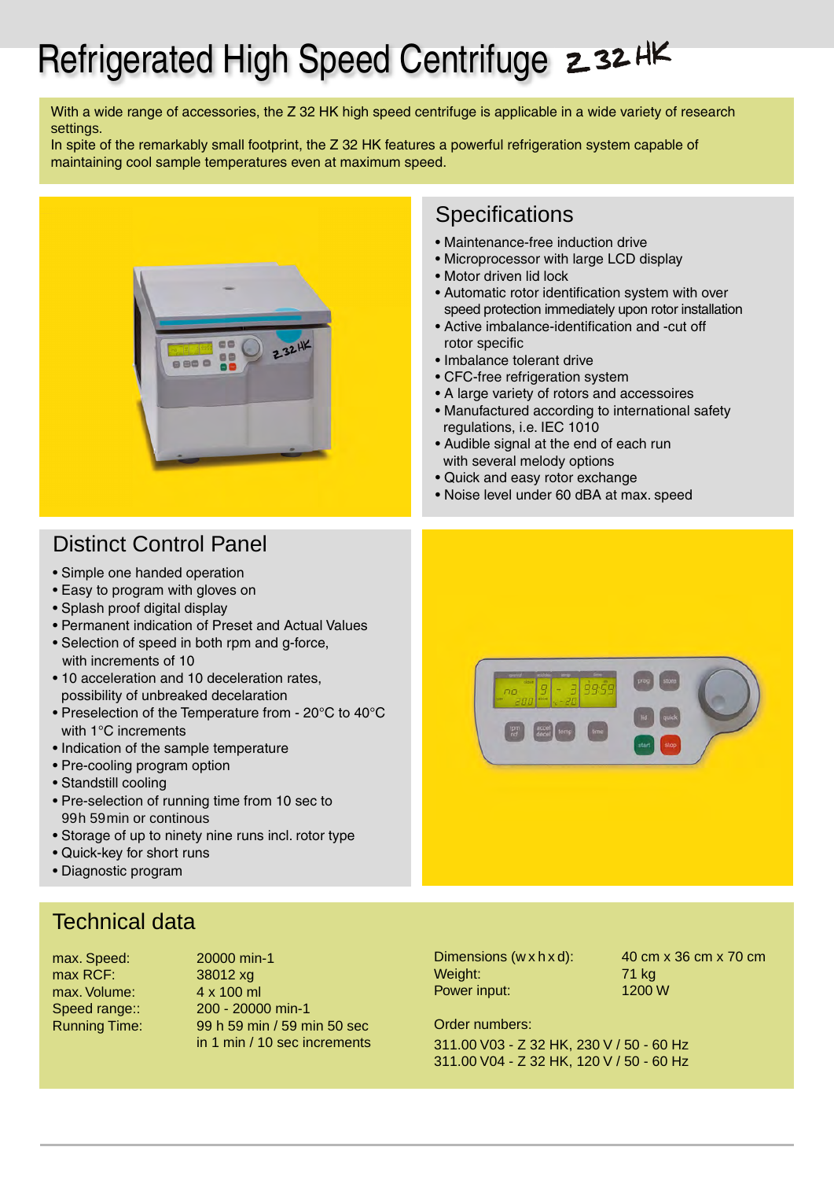# Refrigerated High Speed Centrifuge Z 32 HK

With a wide range of accessories, the Z 32 HK high speed centrifuge is applicable in a wide variety of research settings.
In spite of the remarkably small footprint, the Z 32 HK features a powerful refrigeration system capable of maintaining cool sample temperatures even at maximum speed.

## Specifications

- Maintenance-free induction drive
- Microprocessor with large LCD display
- Motor driven lid lock
- Automatic rotor identification system with over speed protection immediately upon rotor installation
- Active imbalance-identification and -cut off rotor specific
- Imbalance tolerant drive
- CFC-free refrigeration system
- A large variety of rotors and accessoires
- Manufactured according to international safety regulations, i.e. IEC 1010
- Audible signal at the end of each run with several melody options
- Quick and easy rotor exchange
- Noise level under 60 dBA at max. speed

## Distinct Control Panel

- Simple one handed operation
- Easy to program with gloves on
- Splash proof digital display
- Permanent indication of Preset and Actual Values
- Selection of speed in both rpm and g-force, with increments of 10
- 10 acceleration and 10 deceleration rates, possibility of unbreaked decelaration
- Preselection of the Temperature from - 20°C to 40°C with 1°C increments
- Indication of the sample temperature
- Pre-cooling program option
- Standstill cooling
- Pre-selection of running time from 10 sec to 99h 59min or continous
- Storage of up to ninety nine runs incl. rotor type
- Quick-key for short runs
- Diagnostic program

## Technical data

| | |
|---|---|
| max. Speed: | 20000 min-1 |
| max RCF: | 38012 xg |
| max. Volume: | 4 x 100 ml |
| Speed range:: | 200 - 20000 min-1 |
| Running Time: | 99 h 59 min / 59 min 50 sec in 1 min / 10 sec increments |
| Dimensions (w x h x d): | 40 cm x 36 cm x 70 cm |
| Weight: | 71 kg |
| Power input: | 1200 W |

Order numbers:

311.00 V03 - Z 32 HK, 230 V / 50 - 60 Hz
311.00 V04 - Z 32 HK, 120 V / 50 - 60 Hz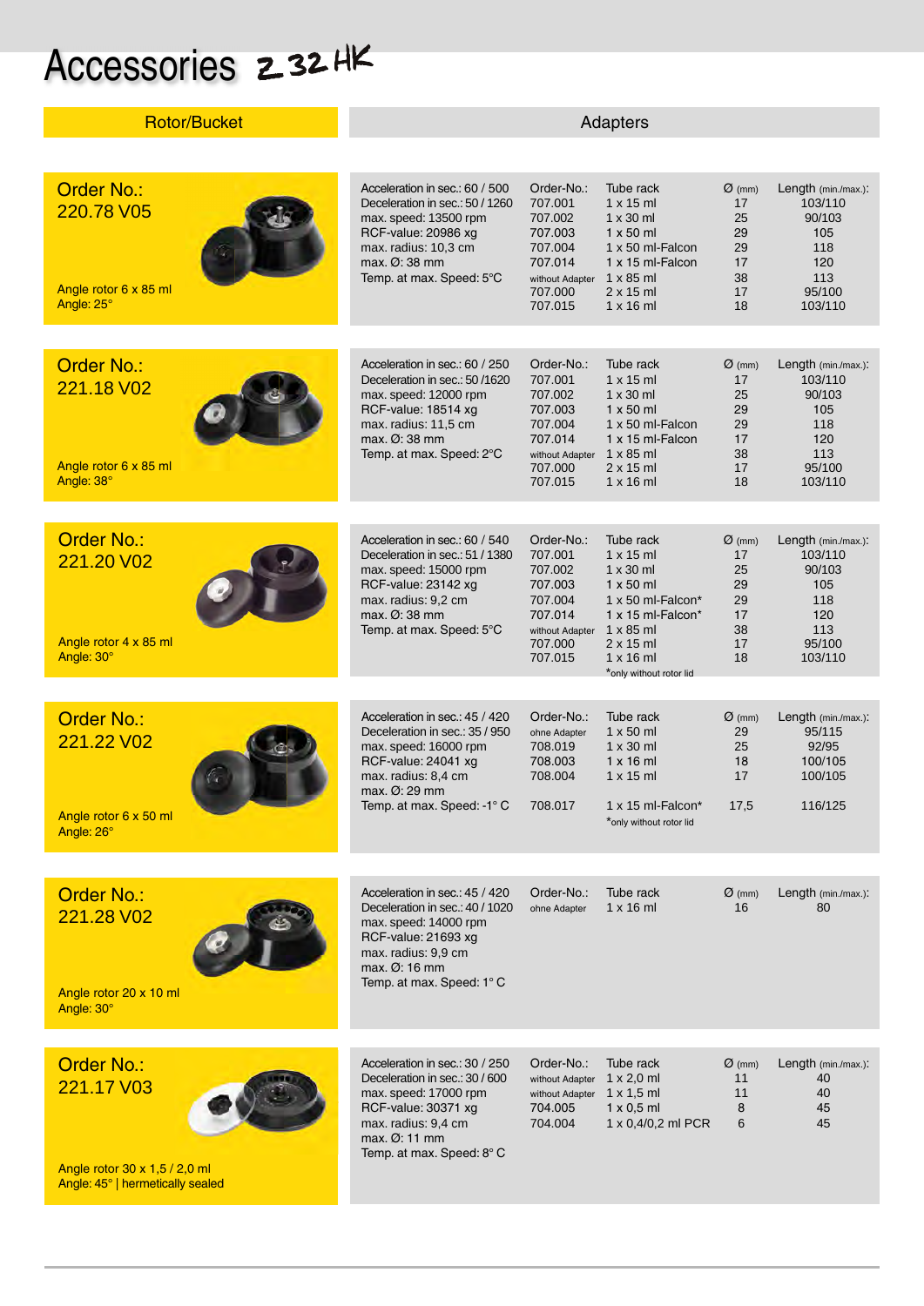# Accessories Z 32 HK

| Rotor/Bucket | Adapters | | | | |
|---|---|---|---|---|---|
| | | | | | |

## Order No.: 220.78 V05

Angle rotor 6 x 85 ml
Angle: 25°

Acceleration in sec.: 60 / 500
Deceleration in sec.: 50 / 1260
max. speed: 13500 rpm
RCF-value: 20986 xg
max. radius: 10,3 cm
max. Ø: 38 mm
Temp. at max. Speed: 5°C

| Order-No.: | Tube rack | Ø (mm) | Length (min./max.): |
|---|---|---|---|
| 707.001 | 1 x 15 ml | 17 | 103/110 |
| 707.002 | 1 x 30 ml | 25 | 90/103 |
| 707.003 | 1 x 50 ml | 29 | 105 |
| 707.004 | 1 x 50 ml-Falcon | 29 | 118 |
| 707.014 | 1 x 15 ml-Falcon | 17 | 120 |
| without Adapter | 1 x 85 ml | 38 | 113 |
| 707.000 | 2 x 15 ml | 17 | 95/100 |
| 707.015 | 1 x 16 ml | 18 | 103/110 |

## Order No.: 221.18 V02

Angle rotor 6 x 85 ml
Angle: 38°

Acceleration in sec.: 60 / 250
Deceleration in sec.: 50 /1620
max. speed: 12000 rpm
RCF-value: 18514 xg
max. radius: 11,5 cm
max. Ø: 38 mm
Temp. at max. Speed: 2°C

| Order-No.: | Tube rack | Ø (mm) | Length (min./max.): |
|---|---|---|---|
| 707.001 | 1 x 15 ml | 17 | 103/110 |
| 707.002 | 1 x 30 ml | 25 | 90/103 |
| 707.003 | 1 x 50 ml | 29 | 105 |
| 707.004 | 1 x 50 ml-Falcon | 29 | 118 |
| 707.014 | 1 x 15 ml-Falcon | 17 | 120 |
| without Adapter | 1 x 85 ml | 38 | 113 |
| 707.000 | 2 x 15 ml | 17 | 95/100 |
| 707.015 | 1 x 16 ml | 18 | 103/110 |

## Order No.: 221.20 V02

Angle rotor 4 x 85 ml
Angle: 30°

Acceleration in sec.: 60 / 540
Deceleration in sec.: 51 / 1380
max. speed: 15000 rpm
RCF-value: 23142 xg
max. radius: 9,2 cm
max. Ø: 38 mm
Temp. at max. Speed: 5°C

| Order-No.: | Tube rack | Ø (mm) | Length (min./max.): |
|---|---|---|---|
| 707.001 | 1 x 15 ml | 17 | 103/110 |
| 707.002 | 1 x 30 ml | 25 | 90/103 |
| 707.003 | 1 x 50 ml | 29 | 105 |
| 707.004 | 1 x 50 ml-Falcon* | 29 | 118 |
| 707.014 | 1 x 15 ml-Falcon* | 17 | 120 |
| without Adapter | 1 x 85 ml | 38 | 113 |
| 707.000 | 2 x 15 ml | 17 | 95/100 |
| 707.015 | 1 x 16 ml | 18 | 103/110 |

*only without rotor lid

## Order No.: 221.22 V02

Angle rotor 6 x 50 ml
Angle: 26°

Acceleration in sec.: 45 / 420
Deceleration in sec.: 35 / 950
max. speed: 16000 rpm
RCF-value: 24041 xg
max. radius: 8,4 cm
max. Ø: 29 mm
Temp. at max. Speed: -1° C

| Order-No.: | Tube rack | Ø (mm) | Length (min./max.): |
|---|---|---|---|
| ohne Adapter | 1 x 50 ml | 29 | 95/115 |
| 708.019 | 1 x 30 ml | 25 | 92/95 |
| 708.003 | 1 x 16 ml | 18 | 100/105 |
| 708.004 | 1 x 15 ml | 17 | 100/105 |
| 708.017 | 1 x 15 ml-Falcon* | 17,5 | 116/125 |

*only without rotor lid

## Order No.: 221.28 V02

Angle rotor 20 x 10 ml
Angle: 30°

Acceleration in sec.: 45 / 420
Deceleration in sec.: 40 / 1020
max. speed: 14000 rpm
RCF-value: 21693 xg
max. radius: 9,9 cm
max. Ø: 16 mm
Temp. at max. Speed: 1° C

| Order-No.: | Tube rack | Ø (mm) | Length (min./max.): |
|---|---|---|---|
| ohne Adapter | 1 x 16 ml | 16 | 80 |

## Order No.: 221.17 V03

Angle rotor 30 x 1,5 / 2,0 ml
Angle: 45° | hermetically sealed

Acceleration in sec.: 30 / 250
Deceleration in sec.: 30 / 600
max. speed: 17000 rpm
RCF-value: 30371 xg
max. radius: 9,4 cm
max. Ø: 11 mm
Temp. at max. Speed: 8° C

| Order-No.: | Tube rack | Ø (mm) | Length (min./max.): |
|---|---|---|---|
| without Adapter | 1 x 2,0 ml | 11 | 40 |
| without Adapter | 1 x 1,5 ml | 11 | 40 |
| 704.005 | 1 x 0,5 ml | 8 | 45 |
| 704.004 | 1 x 0,4/0,2 ml PCR | 6 | 45 |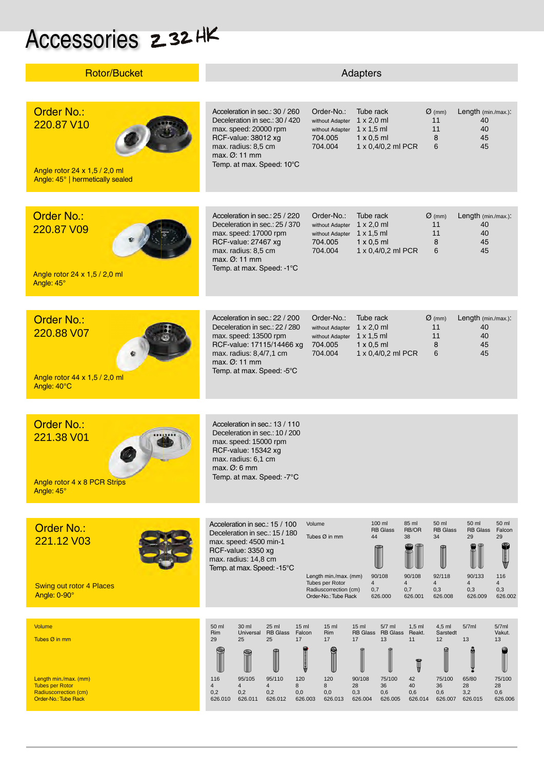# Accessories Z 32 HK

| Rotor/Bucket | Adapters |
|---|---|

## Order No.: 220.87 V10

Angle rotor 24 x 1,5 / 2,0 ml
Angle: 45° | hermetically sealed

Acceleration in sec.: 30 / 260
Deceleration in sec.: 30 / 420
max. speed: 20000 rpm
RCF-value: 38012 xg
max. radius: 8,5 cm
max. Ø: 11 mm
Temp. at max. Speed: 10°C

| Order-No.: | Tube rack | Ø (mm) | Length (min./max.): |
|---|---|---|---|
| without Adapter | 1 x 2,0 ml | 11 | 40 |
| without Adapter | 1 x 1,5 ml | 11 | 40 |
| 704.005 | 1 x 0,5 ml | 8 | 45 |
| 704.004 | 1 x 0,4/0,2 ml PCR | 6 | 45 |

## Order No.: 220.87 V09

Angle rotor 24 x 1,5 / 2,0 ml
Angle: 45°

Acceleration in sec.: 25 / 220
Deceleration in sec.: 25 / 370
max. speed: 17000 rpm
RCF-value: 27467 xg
max. radius: 8,5 cm
max. Ø: 11 mm
Temp. at max. Speed: -1°C

| Order-No.: | Tube rack | Ø (mm) | Length (min./max.): |
|---|---|---|---|
| without Adapter | 1 x 2,0 ml | 11 | 40 |
| without Adapter | 1 x 1,5 ml | 11 | 40 |
| 704.005 | 1 x 0,5 ml | 8 | 45 |
| 704.004 | 1 x 0,4/0,2 ml PCR | 6 | 45 |

## Order No.: 220.88 V07

Angle rotor 44 x 1,5 / 2,0 ml
Angle: 40°C

Acceleration in sec.: 22 / 200
Deceleration in sec.: 22 / 280
max. speed: 13500 rpm
RCF-value: 17115/14466 xg
max. radius: 8,4/7,1 cm
max. Ø: 11 mm
Temp. at max. Speed: -5°C

| Order-No.: | Tube rack | Ø (mm) | Length (min./max.): |
|---|---|---|---|
| without Adapter | 1 x 2,0 ml | 11 | 40 |
| without Adapter | 1 x 1,5 ml | 11 | 40 |
| 704.005 | 1 x 0,5 ml | 8 | 45 |
| 704.004 | 1 x 0,4/0,2 ml PCR | 6 | 45 |

## Order No.: 221.38 V01

Angle rotor 4 x 8 PCR Strips
Angle: 45°

Acceleration in sec.: 13 / 110
Deceleration in sec.: 10 / 200
max. speed: 15000 rpm
RCF-value: 15342 xg
max. radius: 6,1 cm
max. Ø: 6 mm
Temp. at max. Speed: -7°C

## Order No.: 221.12 V03

Swing out rotor 4 Places
Angle: 0-90°

Acceleration in sec.: 15 / 100
Deceleration in sec.: 15 / 180
max. speed: 4500 min-1
RCF-value: 3350 xg
max. radius: 14,8 cm
Temp. at max. Speed: -15°C

| Volume | 100 ml RB Glass | 85 ml RB/OR | 50 ml RB Glass | 50 ml RB Glass | 50 ml Falcon |
|---|---|---|---|---|---|
| Tubes Ø in mm | 44 | 38 | 34 | 29 | 29 |
| Length min./max. (mm) | 90/108 | 90/108 | 92/118 | 90/133 | 116 |
| Tubes per Rotor | 4 | 4 | 4 | 4 | 4 |
| Radiuscorrection (cm) | 0,7 | 0,7 | 0,3 | 0,3 | 0,3 |
| Order-No.: Tube Rack | 626.000 | 626.001 | 626.008 | 626.009 | 626.002 |

| Volume | 50 ml Rim | 30 ml Universal | 25 ml RB Glass | 15 ml Falcon | 15 ml Rim | 15 ml RB Glass | 5/7 ml RB Glass | 1,5 ml Reakt. | 4,5 ml Sarstedt | 5/7ml | 5/7ml Vakut. |
|---|---|---|---|---|---|---|---|---|---|---|---|
| Tubes Ø in mm | 29 | 25 | 25 | 17 | 17 | 17 | 13 | 11 | 12 | 13 | 13 |
| Length min./max. (mm) | 116 | 95/105 | 95/110 | 120 | 120 | 90/108 | 75/100 | 42 | 75/100 | 65/80 | 75/100 |
| Tubes per Rotor | 4 | 4 | 4 | 8 | 8 | 28 | 36 | 40 | 36 | 28 | 28 |
| Radiuscorrection (cm) | 0,2 | 0,2 | 0,2 | 0,0 | 0,0 | 0,3 | 0,6 | 0,6 | 0,6 | 3,2 | 0,6 |
| Order-No.: Tube Rack | 626.010 | 626.011 | 626.012 | 626.003 | 626.013 | 626.004 | 626.005 | 626.014 | 626.007 | 626.015 | 626.006 |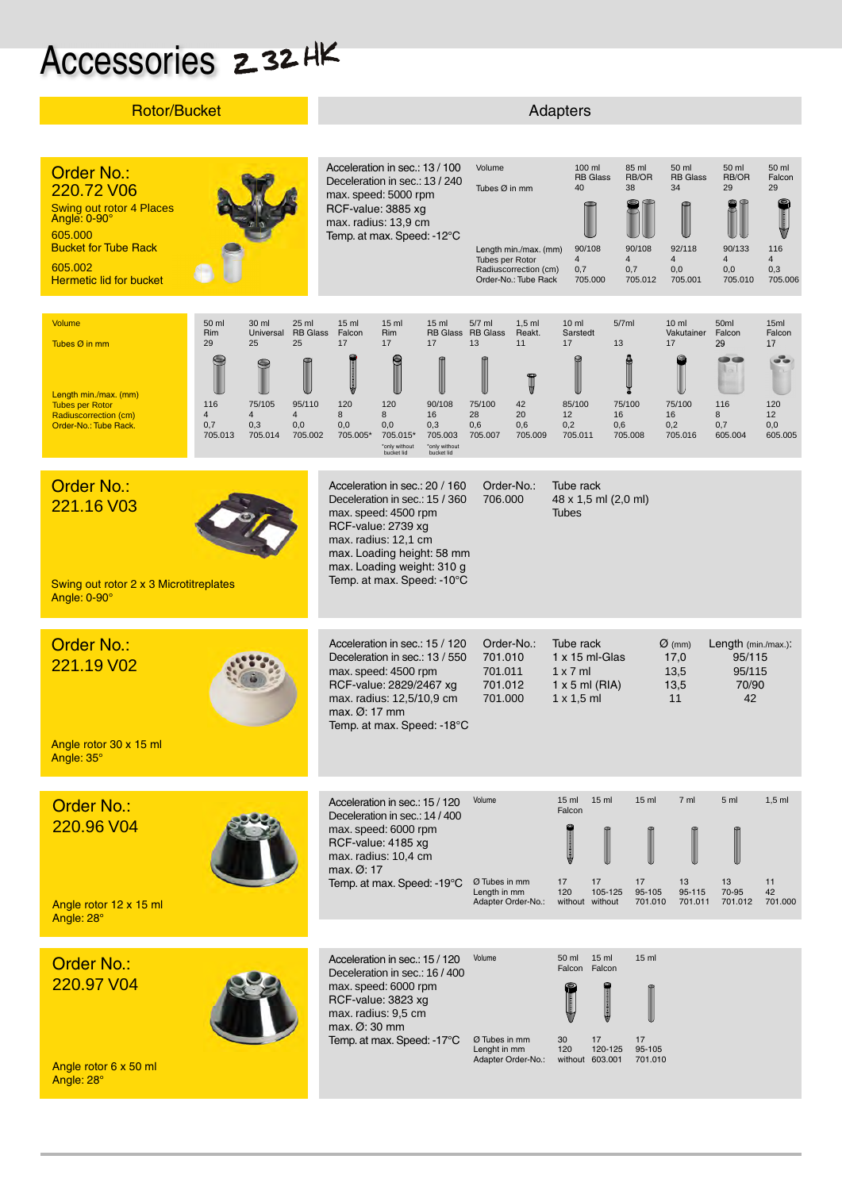# Accessories Z 32 HK

| Rotor/Bucket | Adapters |
|---|---|

## Order No.: 220.72 V06

Swing out rotor 4 Places
Angle: 0-90°

605.000
Bucket for Tube Rack

605.002
Hermetic lid for bucket

Acceleration in sec.: 13 / 100
Deceleration in sec.: 13 / 240
max. speed: 5000 rpm
RCF-value: 3885 xg
max. radius: 13,9 cm
Temp. at max. Speed: -12°C

| Volume | 100 ml RB Glass | 85 ml RB/OR | 50 ml RB Glass | 50 ml RB/OR | 50 ml Falcon |
|---|---|---|---|---|---|
| Tubes Ø in mm | 40 | 38 | 34 | 29 | 29 |
| Length min./max. (mm) | 90/108 | 90/108 | 92/118 | 90/133 | 116 |
| Tubes per Rotor | 4 | 4 | 4 | 4 | 4 |
| Radiuscorrection (cm) | 0,7 | 0,7 | 0,0 | 0,0 | 0,3 |
| Order-No.: Tube Rack | 705.000 | 705.012 | 705.001 | 705.010 | 705.006 |

| Volume | 50 ml Rim | 30 ml Universal | 25 ml RB Glass | 15 ml Falcon | 15 ml Rim | 15 ml RB Glass | 5/7 ml RB Glass | 1,5 ml Reakt. | 10 ml Sarstedt | 5/7ml | 10 ml Vakutainer | 50ml Falcon | 15ml Falcon |
|---|---|---|---|---|---|---|---|---|---|---|---|---|---|
| Tubes Ø in mm | 29 | 25 | 25 | 17 | 17 | 17 | 13 | 11 | 17 | 13 | 17 | 29 | 17 |
| Length min./max. (mm) | 116 | 75/105 | 95/110 | 120 | 120 | 90/108 | 75/100 | 42 | 85/100 | 75/100 | 75/100 | 116 | 120 |
| Tubes per Rotor | 4 | 4 | 4 | 8 | 8 | 16 | 28 | 20 | 12 | 16 | 16 | 8 | 12 |
| Radiuscorrection (cm) | 0,7 | 0,3 | 0,0 | 0,0 | 0,0 | 0,3 | 0,6 | 0,6 | 0,2 | 0,6 | 0,2 | 0,7 | 0,0 |
| Order-No.: Tube Rack. | 705.013 | 705.014 | 705.002 | 705.005* | 705.015* | 705.003 | 705.007 | 705.009 | 705.011 | 705.008 | 705.016 | 605.004 | 605.005 |

*only without bucket lid

## Order No.: 221.16 V03

Swing out rotor 2 x 3 Microtitreplates
Angle: 0-90°

Acceleration in sec.: 20 / 160
Deceleration in sec.: 15 / 360
max. speed: 4500 rpm
RCF-value: 2739 xg
max. radius: 12,1 cm
max. Loading height: 58 mm
max. Loading weight: 310 g
Temp. at max. Speed: -10°C

| Order-No.: | Tube rack |
|---|---|
| 706.000 | 48 x 1,5 ml (2,0 ml) Tubes |

## Order No.: 221.19 V02

Angle rotor 30 x 15 ml
Angle: 35°

Acceleration in sec.: 15 / 120
Deceleration in sec.: 13 / 550
max. speed: 4500 rpm
RCF-value: 2829/2467 xg
max. radius: 12,5/10,9 cm
max. Ø: 17 mm
Temp. at max. Speed: -18°C

| Order-No.: | Tube rack | Ø (mm) | Length (min./max.): |
|---|---|---|---|
| 701.010 | 1 x 15 ml-Glas | 17,0 | 95/115 |
| 701.011 | 1 x 7 ml | 13,5 | 95/115 |
| 701.012 | 1 x 5 ml (RIA) | 13,5 | 70/90 |
| 701.000 | 1 x 1,5 ml | 11 | 42 |

## Order No.: 220.96 V04

Angle rotor 12 x 15 ml
Angle: 28°

Acceleration in sec.: 15 / 120
Deceleration in sec.: 14 / 400
max. speed: 6000 rpm
RCF-value: 4185 xg
max. radius: 10,4 cm
max. Ø: 17
Temp. at max. Speed: -19°C

| Volume | 15 ml Falcon | 15 ml | 15 ml | 7 ml | 5 ml | 1,5 ml |
|---|---|---|---|---|---|---|
| Ø Tubes in mm | 17 | 17 | 17 | 13 | 13 | 11 |
| Length in mm | 120 | 105-125 | 95-105 | 95-115 | 70-95 | 42 |
| Adapter Order-No.: | without | without | 701.010 | 701.011 | 701.012 | 701.000 |

## Order No.: 220.97 V04

Angle rotor 6 x 50 ml
Angle: 28°

Acceleration in sec.: 15 / 120
Deceleration in sec.: 16 / 400
max. speed: 6000 rpm
RCF-value: 3823 xg
max. radius: 9,5 cm
max. Ø: 30 mm
Temp. at max. Speed: -17°C

| Volume | 50 ml Falcon | 15 ml Falcon | 15 ml |
|---|---|---|---|
| Ø Tubes in mm | 30 | 17 | 17 |
| Lenght in mm | 120 | 120-125 | 95-105 |
| Adapter Order-No.: | without | 603.001 | 701.010 |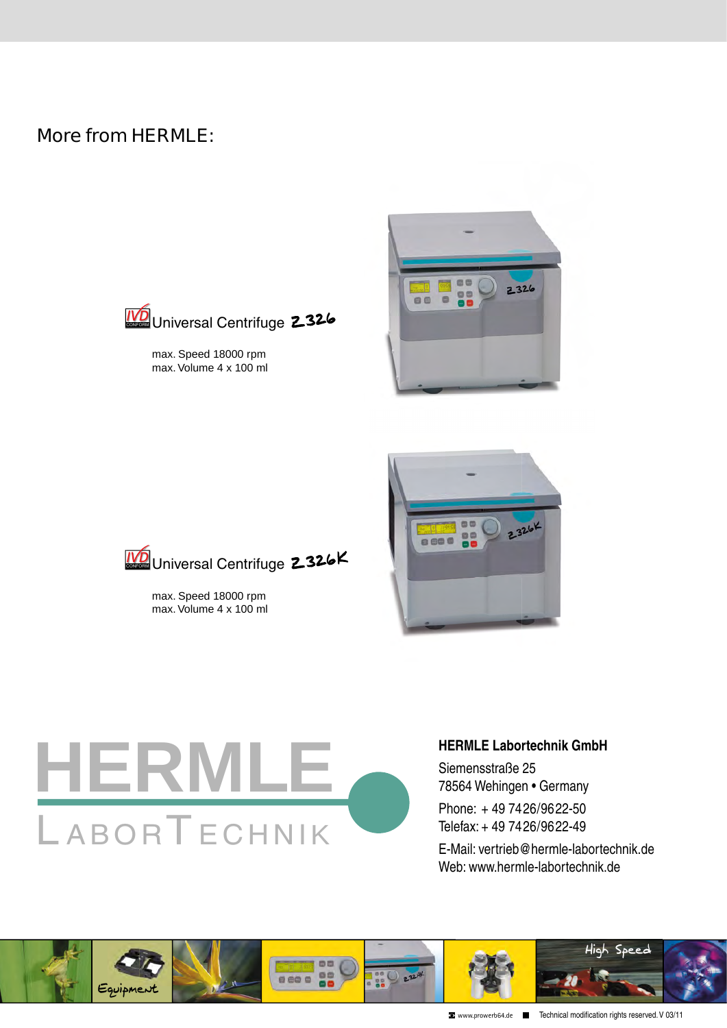## More from HERMLE:

IVD CONFORM Universal Centrifuge Z 326

max. Speed 18000 rpm
max. Volume 4 x 100 ml

IVD CONFORM Universal Centrifuge Z 326K

max. Speed 18000 rpm
max. Volume 4 x 100 ml

HERMLE
LABORTECHNIK

**HERMLE Labortechnik GmbH**

Siemensstraße 25
78564 Wehingen • Germany

Phone: + 49 7426/9622-50
Telefax: + 49 7426/9622-49

E-Mail: vertrieb@hermle-labortechnik.de
Web: www.hermle-labortechnik.de

Equipment

High Speed

www.prowerb64.de    Technical modification rights reserved. V 03/11